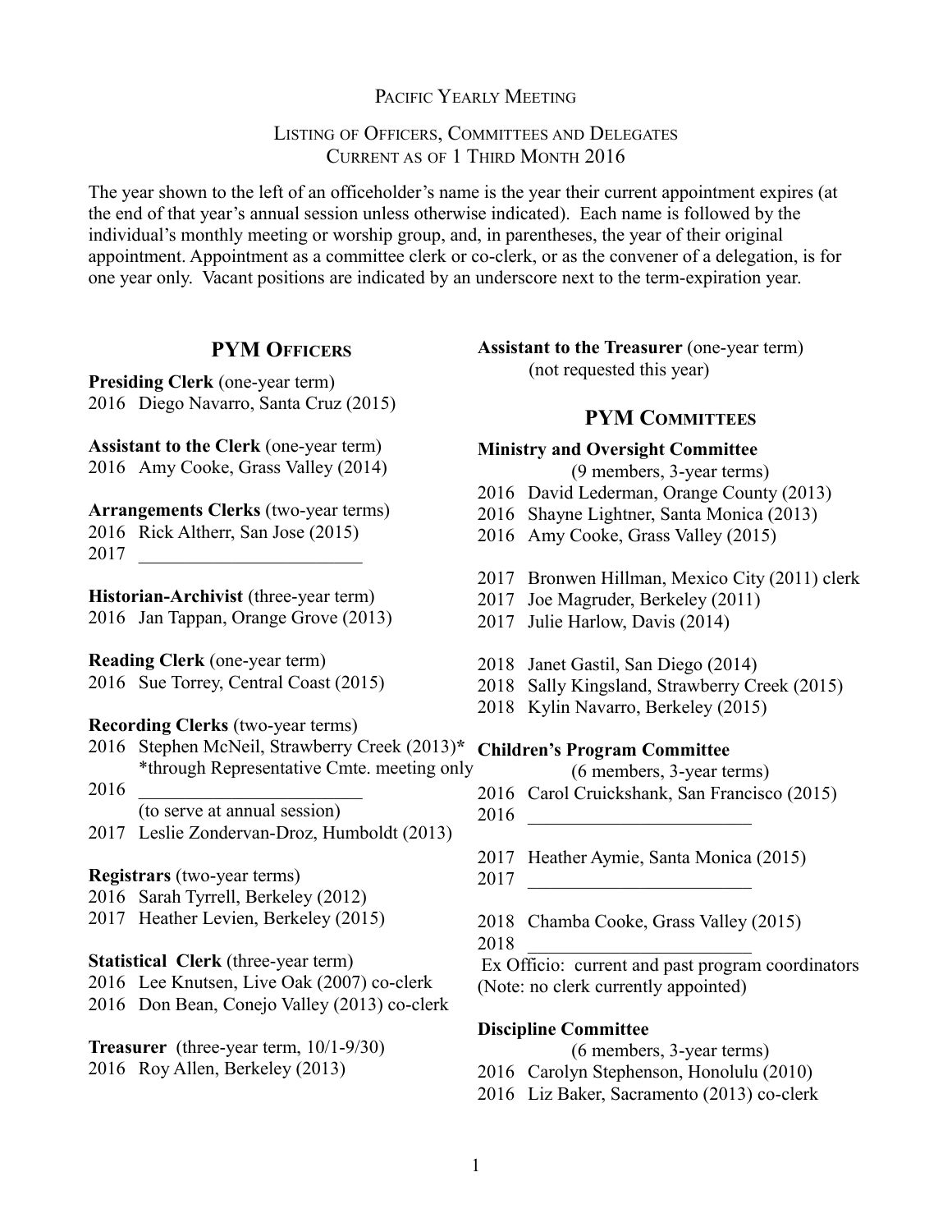# Pacific Yearly Meeting

## Listing of Officers, Committees and Delegates
## Current as of 1 Third Month 2016

The year shown to the left of an officeholder's name is the year their current appointment expires (at the end of that year's annual session unless otherwise indicated). Each name is followed by the individual's monthly meeting or worship group, and, in parentheses, the year of their original appointment. Appointment as a committee clerk or co-clerk, or as the convener of a delegation, is for one year only. Vacant positions are indicated by an underscore next to the term-expiration year.

## PYM Officers

**Presiding Clerk** (one-year term)
2016 Diego Navarro, Santa Cruz (2015)

**Assistant to the Clerk** (one-year term)
2016 Amy Cooke, Grass Valley (2014)

**Arrangements Clerks** (two-year terms)
2016 Rick Altherr, San Jose (2015)
2017 ________________________

**Historian-Archivist** (three-year term)
2016 Jan Tappan, Orange Grove (2013)

**Reading Clerk** (one-year term)
2016 Sue Torrey, Central Coast (2015)

**Recording Clerks** (two-year terms)
2016 Stephen McNeil, Strawberry Creek (2013)*
*through Representative Cmte. meeting only
2016 ________________________
(to serve at annual session)
2017 Leslie Zondervan-Droz, Humboldt (2013)

**Registrars** (two-year terms)
2016 Sarah Tyrrell, Berkeley (2012)
2017 Heather Levien, Berkeley (2015)

**Statistical Clerk** (three-year term)
2016 Lee Knutsen, Live Oak (2007) co-clerk
2016 Don Bean, Conejo Valley (2013) co-clerk

**Treasurer** (three-year term, 10/1-9/30)
2016 Roy Allen, Berkeley (2013)

**Assistant to the Treasurer** (one-year term)
(not requested this year)

## PYM Committees

**Ministry and Oversight Committee**
(9 members, 3-year terms)
2016 David Lederman, Orange County (2013)
2016 Shayne Lightner, Santa Monica (2013)
2016 Amy Cooke, Grass Valley (2015)

2017 Bronwen Hillman, Mexico City (2011) clerk
2017 Joe Magruder, Berkeley (2011)
2017 Julie Harlow, Davis (2014)

2018 Janet Gastil, San Diego (2014)
2018 Sally Kingsland, Strawberry Creek (2015)
2018 Kylin Navarro, Berkeley (2015)

**Children's Program Committee**
(6 members, 3-year terms)
2016 Carol Cruickshank, San Francisco (2015)
2016 ________________________

2017 Heather Aymie, Santa Monica (2015)
2017 ________________________

2018 Chamba Cooke, Grass Valley (2015)
2018 ________________________
Ex Officio: current and past program coordinators
(Note: no clerk currently appointed)

**Discipline Committee**
(6 members, 3-year terms)
2016 Carolyn Stephenson, Honolulu (2010)
2016 Liz Baker, Sacramento (2013) co-clerk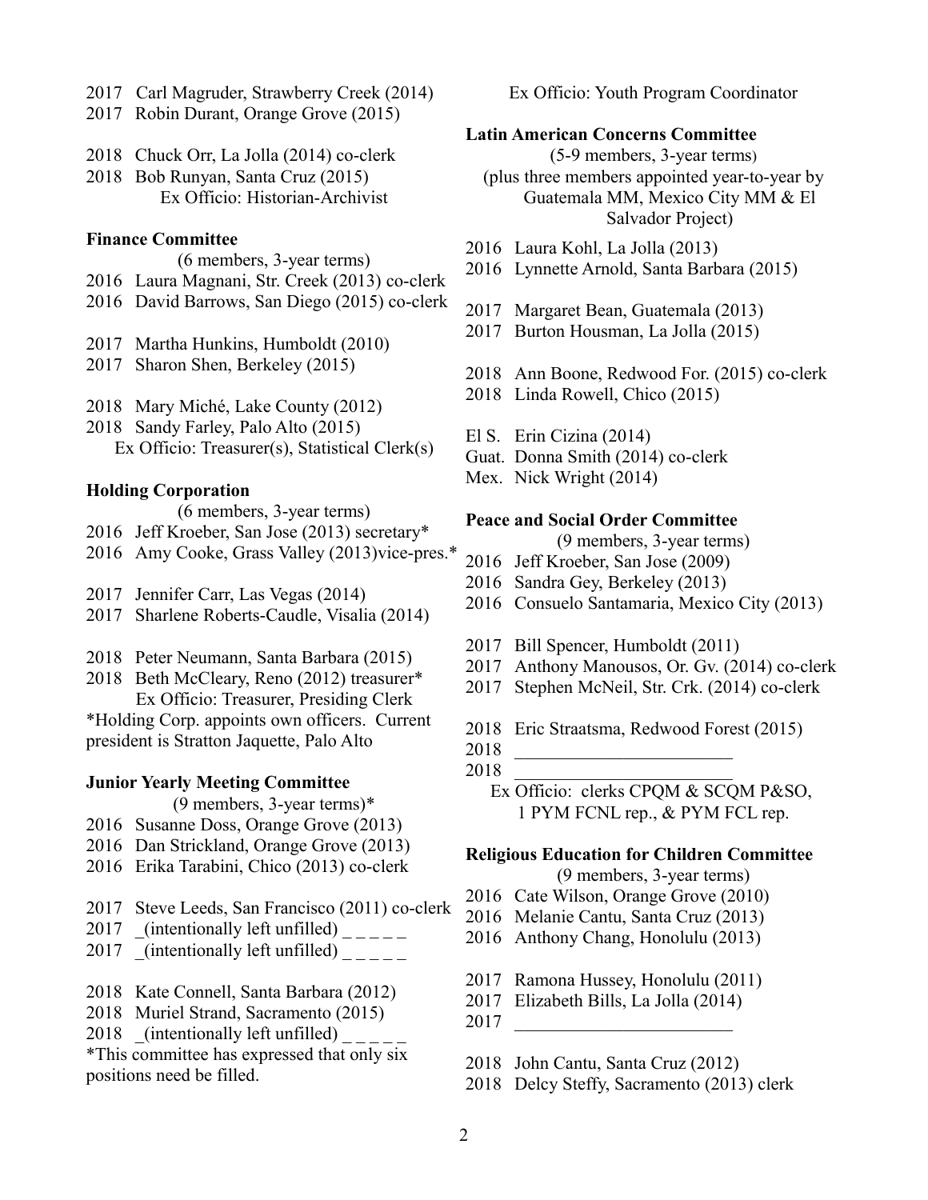2017 Carl Magruder, Strawberry Creek (2014)
2017 Robin Durant, Orange Grove (2015)

2018 Chuck Orr, La Jolla (2014) co-clerk
2018 Bob Runyan, Santa Cruz (2015)
Ex Officio: Historian-Archivist

**Finance Committee**
(6 members, 3-year terms)

2016 Laura Magnani, Str. Creek (2013) co-clerk
2016 David Barrows, San Diego (2015) co-clerk

2017 Martha Hunkins, Humboldt (2010)
2017 Sharon Shen, Berkeley (2015)

2018 Mary Miché, Lake County (2012)
2018 Sandy Farley, Palo Alto (2015)
Ex Officio: Treasurer(s), Statistical Clerk(s)

**Holding Corporation**
(6 members, 3-year terms)

2016 Jeff Kroeber, San Jose (2013) secretary*
2016 Amy Cooke, Grass Valley (2013)vice-pres.*

2017 Jennifer Carr, Las Vegas (2014)
2017 Sharlene Roberts-Caudle, Visalia (2014)

2018 Peter Neumann, Santa Barbara (2015)
2018 Beth McCleary, Reno (2012) treasurer*
Ex Officio: Treasurer, Presiding Clerk

*Holding Corp. appoints own officers. Current president is Stratton Jaquette, Palo Alto

**Junior Yearly Meeting Committee**
(9 members, 3-year terms)*

2016 Susanne Doss, Orange Grove (2013)
2016 Dan Strickland, Orange Grove (2013)
2016 Erika Tarabini, Chico (2013) co-clerk

2017 Steve Leeds, San Francisco (2011) co-clerk
2017 _(intentionally left unfilled) _ _ _ _ _
2017 _(intentionally left unfilled) _ _ _ _ _

2018 Kate Connell, Santa Barbara (2012)
2018 Muriel Strand, Sacramento (2015)
2018 _(intentionally left unfilled) _ _ _ _ _

*This committee has expressed that only six positions need be filled.

Ex Officio: Youth Program Coordinator

**Latin American Concerns Committee**
(5-9 members, 3-year terms)
(plus three members appointed year-to-year by Guatemala MM, Mexico City MM & El Salvador Project)

2016 Laura Kohl, La Jolla (2013)
2016 Lynnette Arnold, Santa Barbara (2015)

2017 Margaret Bean, Guatemala (2013)
2017 Burton Housman, La Jolla (2015)

2018 Ann Boone, Redwood For. (2015) co-clerk
2018 Linda Rowell, Chico (2015)

El S. Erin Cizina (2014)
Guat. Donna Smith (2014) co-clerk
Mex. Nick Wright (2014)

**Peace and Social Order Committee**
(9 members, 3-year terms)

2016 Jeff Kroeber, San Jose (2009)
2016 Sandra Gey, Berkeley (2013)
2016 Consuelo Santamaria, Mexico City (2013)

2017 Bill Spencer, Humboldt (2011)
2017 Anthony Manousos, Or. Gv. (2014) co-clerk
2017 Stephen McNeil, Str. Crk. (2014) co-clerk

2018 Eric Straatsma, Redwood Forest (2015)
2018 ________________________
2018 ________________________
Ex Officio: clerks CPQM & SCQM P&SO, 1 PYM FCNL rep., & PYM FCL rep.

**Religious Education for Children Committee**
(9 members, 3-year terms)

2016 Cate Wilson, Orange Grove (2010)
2016 Melanie Cantu, Santa Cruz (2013)
2016 Anthony Chang, Honolulu (2013)

2017 Ramona Hussey, Honolulu (2011)
2017 Elizabeth Bills, La Jolla (2014)
2017 ________________________

2018 John Cantu, Santa Cruz (2012)
2018 Delcy Steffy, Sacramento (2013) clerk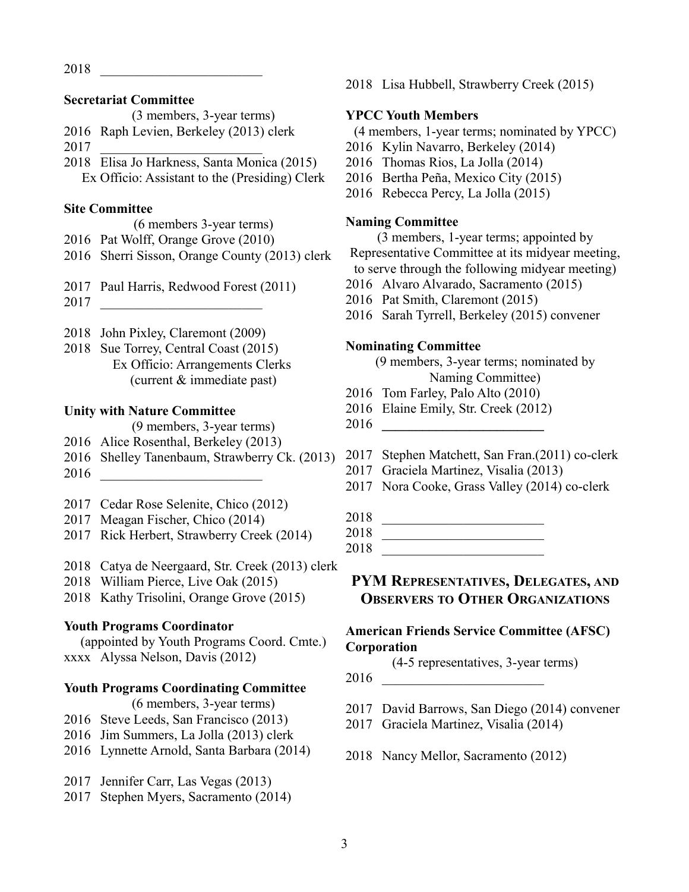2018 ________________________

**Secretariat Committee**

(3 members, 3-year terms)

2016 Raph Levien, Berkeley (2013) clerk
2017 ________________________
2018 Elisa Jo Harkness, Santa Monica (2015)
Ex Officio: Assistant to the (Presiding) Clerk

**Site Committee**

(6 members 3-year terms)

2016 Pat Wolff, Orange Grove (2010)
2016 Sherri Sisson, Orange County (2013) clerk

2017 Paul Harris, Redwood Forest (2011)
2017 ________________________

2018 John Pixley, Claremont (2009)
2018 Sue Torrey, Central Coast (2015)
Ex Officio: Arrangements Clerks
(current & immediate past)

**Unity with Nature Committee**

(9 members, 3-year terms)

2016 Alice Rosenthal, Berkeley (2013)
2016 Shelley Tanenbaum, Strawberry Ck. (2013)
2016 ________________________

2017 Cedar Rose Selenite, Chico (2012)
2017 Meagan Fischer, Chico (2014)
2017 Rick Herbert, Strawberry Creek (2014)

2018 Catya de Neergaard, Str. Creek (2013) clerk
2018 William Pierce, Live Oak (2015)
2018 Kathy Trisolini, Orange Grove (2015)

**Youth Programs Coordinator**

(appointed by Youth Programs Coord. Cmte.)

xxxx Alyssa Nelson, Davis (2012)

**Youth Programs Coordinating Committee**

(6 members, 3-year terms)

2016 Steve Leeds, San Francisco (2013)
2016 Jim Summers, La Jolla (2013) clerk
2016 Lynnette Arnold, Santa Barbara (2014)

2017 Jennifer Carr, Las Vegas (2013)
2017 Stephen Myers, Sacramento (2014)

2018 Lisa Hubbell, Strawberry Creek (2015)

**YPCC Youth Members**

(4 members, 1-year terms; nominated by YPCC)

2016 Kylin Navarro, Berkeley (2014)
2016 Thomas Rios, La Jolla (2014)
2016 Bertha Peña, Mexico City (2015)
2016 Rebecca Percy, La Jolla (2015)

**Naming Committee**

(3 members, 1-year terms; appointed by Representative Committee at its midyear meeting, to serve through the following midyear meeting)

2016 Alvaro Alvarado, Sacramento (2015)
2016 Pat Smith, Claremont (2015)
2016 Sarah Tyrrell, Berkeley (2015) convener

**Nominating Committee**

(9 members, 3-year terms; nominated by Naming Committee)

2016 Tom Farley, Palo Alto (2010)
2016 Elaine Emily, Str. Creek (2012)
2016 ________________________

2017 Stephen Matchett, San Fran.(2011) co-clerk
2017 Graciela Martinez, Visalia (2013)
2017 Nora Cooke, Grass Valley (2014) co-clerk

2018 ________________________
2018 ________________________
2018 ________________________

## PYM Representatives, Delegates, and Observers to Other Organizations

**American Friends Service Committee (AFSC) Corporation**

(4-5 representatives, 3-year terms)

2016 ________________________

2017 David Barrows, San Diego (2014) convener
2017 Graciela Martinez, Visalia (2014)

2018 Nancy Mellor, Sacramento (2012)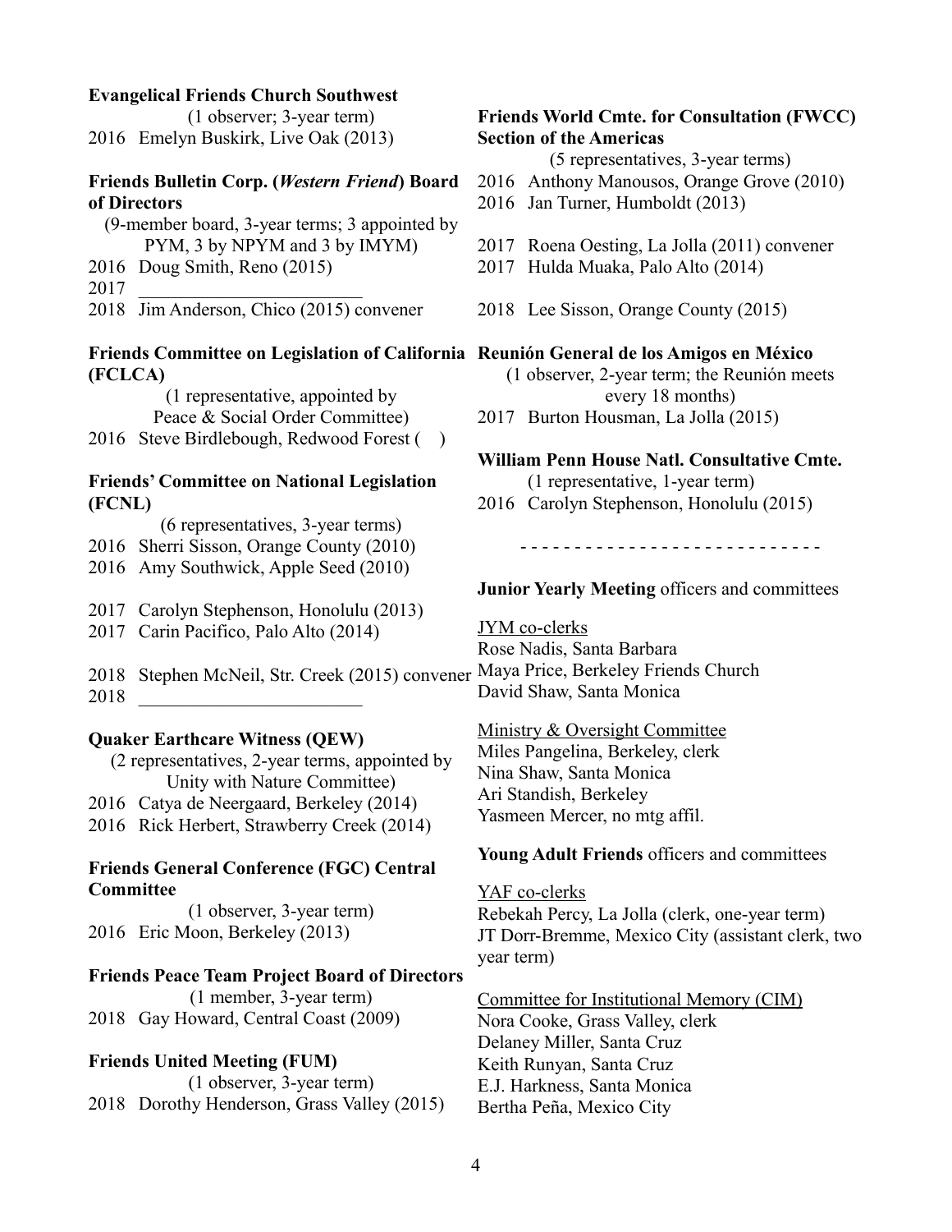**Evangelical Friends Church Southwest**

(1 observer; 3-year term)

2016 Emelyn Buskirk, Live Oak (2013)

**Friends Bulletin Corp. (*Western Friend*) Board of Directors**

(9-member board, 3-year terms; 3 appointed by PYM, 3 by NPYM and 3 by IMYM)

2016 Doug Smith, Reno (2015)
2017 \_\_\_\_\_\_\_\_\_\_\_\_\_\_\_\_\_\_\_\_\_\_\_\_
2018 Jim Anderson, Chico (2015) convener

**Friends Committee on Legislation of California (FCLCA)**

(1 representative, appointed by Peace & Social Order Committee)

2016 Steve Birdlebough, Redwood Forest ( )

**Friends' Committee on National Legislation (FCNL)**

(6 representatives, 3-year terms)

2016 Sherri Sisson, Orange County (2010)
2016 Amy Southwick, Apple Seed (2010)

2017 Carolyn Stephenson, Honolulu (2013)
2017 Carin Pacifico, Palo Alto (2014)

2018 Stephen McNeil, Str. Creek (2015) convener
2018 \_\_\_\_\_\_\_\_\_\_\_\_\_\_\_\_\_\_\_\_\_\_\_\_

**Quaker Earthcare Witness (QEW)**

(2 representatives, 2-year terms, appointed by Unity with Nature Committee)

2016 Catya de Neergaard, Berkeley (2014)
2016 Rick Herbert, Strawberry Creek (2014)

**Friends General Conference (FGC) Central Committee**

(1 observer, 3-year term)

2016 Eric Moon, Berkeley (2013)

**Friends Peace Team Project Board of Directors**

(1 member, 3-year term)

2018 Gay Howard, Central Coast (2009)

**Friends United Meeting (FUM)**

(1 observer, 3-year term)

2018 Dorothy Henderson, Grass Valley (2015)

**Friends World Cmte. for Consultation (FWCC) Section of the Americas**

(5 representatives, 3-year terms)

2016 Anthony Manousos, Orange Grove (2010)
2016 Jan Turner, Humboldt (2013)

2017 Roena Oesting, La Jolla (2011) convener
2017 Hulda Muaka, Palo Alto (2014)

2018 Lee Sisson, Orange County (2015)

**Reunión General de los Amigos en México**

(1 observer, 2-year term; the Reunión meets every 18 months)

2017 Burton Housman, La Jolla (2015)

**William Penn House Natl. Consultative Cmte.**

(1 representative, 1-year term)

2016 Carolyn Stephenson, Honolulu (2015)

- - - - - - - - - - - - - - - - - - - - - - - - - - -

**Junior Yearly Meeting** officers and committees

JYM co-clerks
Rose Nadis, Santa Barbara
Maya Price, Berkeley Friends Church
David Shaw, Santa Monica

Ministry & Oversight Committee
Miles Pangelina, Berkeley, clerk
Nina Shaw, Santa Monica
Ari Standish, Berkeley
Yasmeen Mercer, no mtg affil.

**Young Adult Friends** officers and committees

YAF co-clerks
Rebekah Percy, La Jolla (clerk, one-year term)
JT Dorr-Bremme, Mexico City (assistant clerk, two year term)

Committee for Institutional Memory (CIM)
Nora Cooke, Grass Valley, clerk
Delaney Miller, Santa Cruz
Keith Runyan, Santa Cruz
E.J. Harkness, Santa Monica
Bertha Peña, Mexico City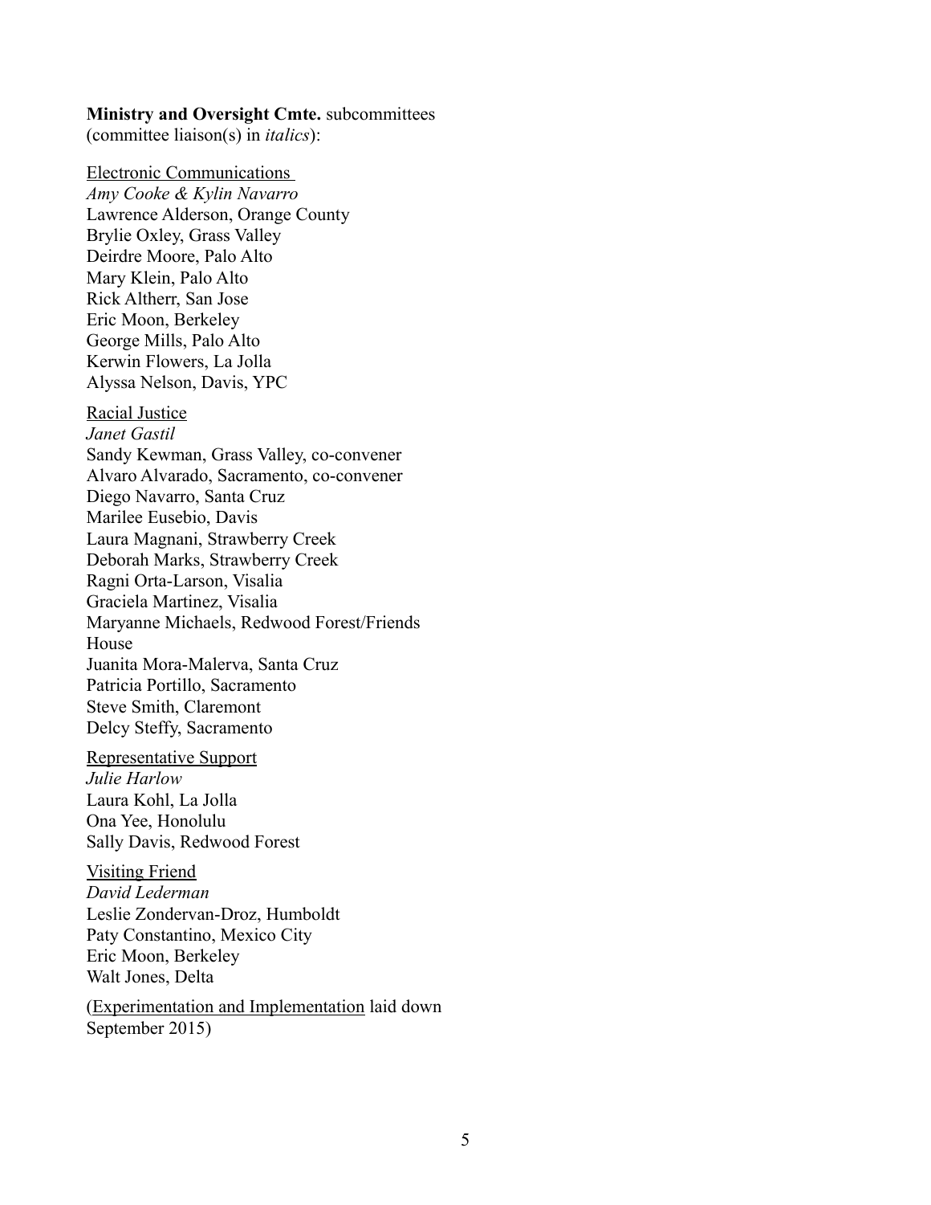**Ministry and Oversight Cmte.** subcommittees
(committee liaison(s) in *italics*):

Electronic Communications
*Amy Cooke & Kylin Navarro*
Lawrence Alderson, Orange County
Brylie Oxley, Grass Valley
Deirdre Moore, Palo Alto
Mary Klein, Palo Alto
Rick Altherr, San Jose
Eric Moon, Berkeley
George Mills, Palo Alto
Kerwin Flowers, La Jolla
Alyssa Nelson, Davis, YPC

Racial Justice
*Janet Gastil*
Sandy Kewman, Grass Valley, co-convener
Alvaro Alvarado, Sacramento, co-convener
Diego Navarro, Santa Cruz
Marilee Eusebio, Davis
Laura Magnani, Strawberry Creek
Deborah Marks, Strawberry Creek
Ragni Orta-Larson, Visalia
Graciela Martinez, Visalia
Maryanne Michaels, Redwood Forest/Friends House
Juanita Mora-Malerva, Santa Cruz
Patricia Portillo, Sacramento
Steve Smith, Claremont
Delcy Steffy, Sacramento

Representative Support
*Julie Harlow*
Laura Kohl, La Jolla
Ona Yee, Honolulu
Sally Davis, Redwood Forest

Visiting Friend
*David Lederman*
Leslie Zondervan-Droz, Humboldt
Paty Constantino, Mexico City
Eric Moon, Berkeley
Walt Jones, Delta

(Experimentation and Implementation laid down September 2015)